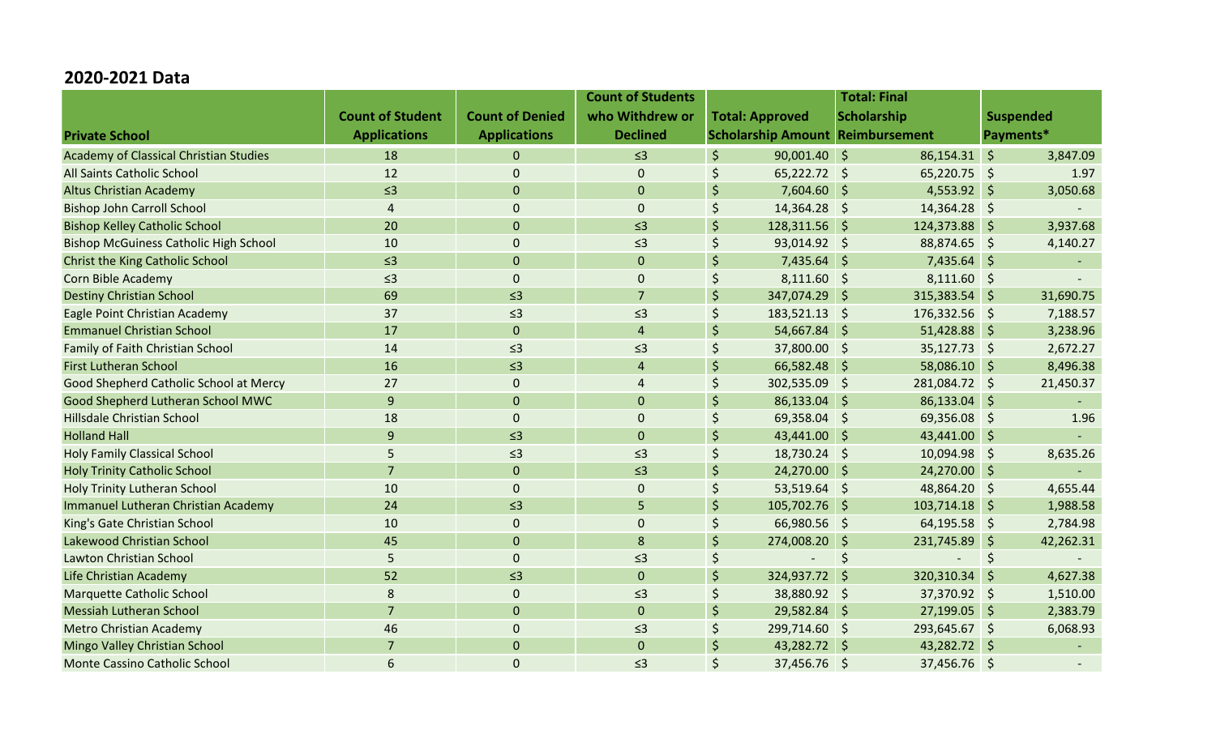## 2020-2021 Data

| Private School | Count of Student Applications | Count of Denied Applications | Count of Students who Withdrew or Declined | Total: Approved Scholarship Amount | Total: Final Scholarship Reimbursement | Suspended Payments* |
|---|---|---|---|---|---|---|
| Academy of Classical Christian Studies | 18 | 0 | ≤3 | $ 90,001.40 | $ 86,154.31 | $ 3,847.09 |
| All Saints Catholic School | 12 | 0 | 0 | $ 65,222.72 | $ 65,220.75 | $ 1.97 |
| Altus Christian Academy | ≤3 | 0 | 0 | $ 7,604.60 | $ 4,553.92 | $ 3,050.68 |
| Bishop John Carroll School | 4 | 0 | 0 | $ 14,364.28 | $ 14,364.28 | $ - |
| Bishop Kelley Catholic School | 20 | 0 | ≤3 | $ 128,311.56 | $ 124,373.88 | $ 3,937.68 |
| Bishop McGuiness Catholic High School | 10 | 0 | ≤3 | $ 93,014.92 | $ 88,874.65 | $ 4,140.27 |
| Christ the King Catholic School | ≤3 | 0 | 0 | $ 7,435.64 | $ 7,435.64 | $ - |
| Corn Bible Academy | ≤3 | 0 | 0 | $ 8,111.60 | $ 8,111.60 | $ - |
| Destiny Christian School | 69 | ≤3 | 7 | $ 347,074.29 | $ 315,383.54 | $ 31,690.75 |
| Eagle Point Christian Academy | 37 | ≤3 | ≤3 | $ 183,521.13 | $ 176,332.56 | $ 7,188.57 |
| Emmanuel Christian School | 17 | 0 | 4 | $ 54,667.84 | $ 51,428.88 | $ 3,238.96 |
| Family of Faith Christian School | 14 | ≤3 | ≤3 | $ 37,800.00 | $ 35,127.73 | $ 2,672.27 |
| First Lutheran School | 16 | ≤3 | 4 | $ 66,582.48 | $ 58,086.10 | $ 8,496.38 |
| Good Shepherd Catholic School at Mercy | 27 | 0 | 4 | $ 302,535.09 | $ 281,084.72 | $ 21,450.37 |
| Good Shepherd Lutheran School MWC | 9 | 0 | 0 | $ 86,133.04 | $ 86,133.04 | $ - |
| Hillsdale Christian School | 18 | 0 | 0 | $ 69,358.04 | $ 69,356.08 | $ 1.96 |
| Holland Hall | 9 | ≤3 | 0 | $ 43,441.00 | $ 43,441.00 | $ - |
| Holy Family Classical School | 5 | ≤3 | ≤3 | $ 18,730.24 | $ 10,094.98 | $ 8,635.26 |
| Holy Trinity Catholic School | 7 | 0 | ≤3 | $ 24,270.00 | $ 24,270.00 | $ - |
| Holy Trinity Lutheran School | 10 | 0 | 0 | $ 53,519.64 | $ 48,864.20 | $ 4,655.44 |
| Immanuel Lutheran Christian Academy | 24 | ≤3 | 5 | $ 105,702.76 | $ 103,714.18 | $ 1,988.58 |
| King's Gate Christian School | 10 | 0 | 0 | $ 66,980.56 | $ 64,195.58 | $ 2,784.98 |
| Lakewood Christian School | 45 | 0 | 8 | $ 274,008.20 | $ 231,745.89 | $ 42,262.31 |
| Lawton Christian School | 5 | 0 | ≤3 | $ - | $ - | $ - |
| Life Christian Academy | 52 | ≤3 | 0 | $ 324,937.72 | $ 320,310.34 | $ 4,627.38 |
| Marquette Catholic School | 8 | 0 | ≤3 | $ 38,880.92 | $ 37,370.92 | $ 1,510.00 |
| Messiah Lutheran School | 7 | 0 | 0 | $ 29,582.84 | $ 27,199.05 | $ 2,383.79 |
| Metro Christian Academy | 46 | 0 | ≤3 | $ 299,714.60 | $ 293,645.67 | $ 6,068.93 |
| Mingo Valley Christian School | 7 | 0 | 0 | $ 43,282.72 | $ 43,282.72 | $ - |
| Monte Cassino Catholic School | 6 | 0 | ≤3 | $ 37,456.76 | $ 37,456.76 | $ - |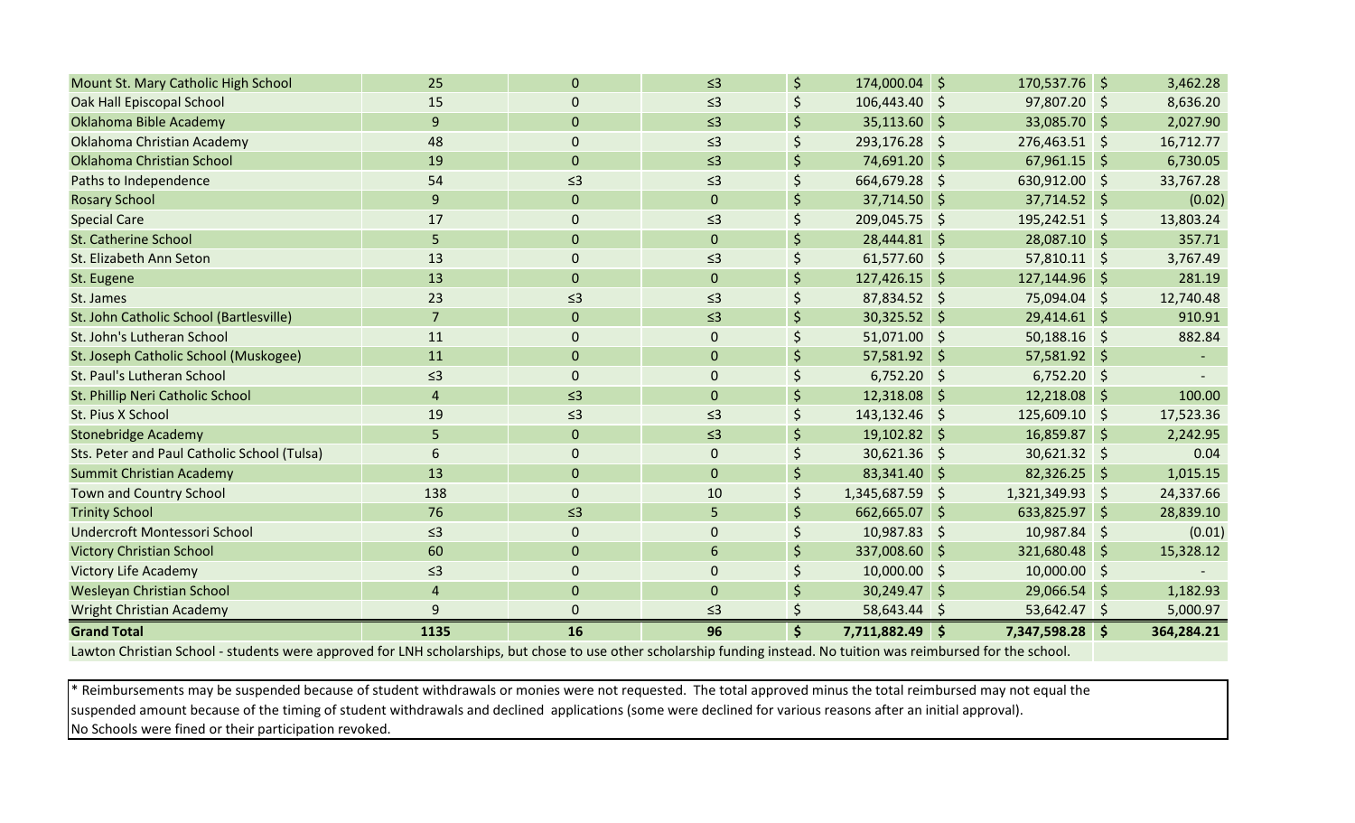| | | | | | | |
|---|---|---|---|---|---|---|
| Mount St. Mary Catholic High School | 25 | 0 | ≤3 | $ 174,000.04 | $ 170,537.76 | $ 3,462.28 |
| Oak Hall Episcopal School | 15 | 0 | ≤3 | $ 106,443.40 | $ 97,807.20 | $ 8,636.20 |
| Oklahoma Bible Academy | 9 | 0 | ≤3 | $ 35,113.60 | $ 33,085.70 | $ 2,027.90 |
| Oklahoma Christian Academy | 48 | 0 | ≤3 | $ 293,176.28 | $ 276,463.51 | $ 16,712.77 |
| Oklahoma Christian School | 19 | 0 | ≤3 | $ 74,691.20 | $ 67,961.15 | $ 6,730.05 |
| Paths to Independence | 54 | ≤3 | ≤3 | $ 664,679.28 | $ 630,912.00 | $ 33,767.28 |
| Rosary School | 9 | 0 | 0 | $ 37,714.50 | $ 37,714.52 | $ (0.02) |
| Special Care | 17 | 0 | ≤3 | $ 209,045.75 | $ 195,242.51 | $ 13,803.24 |
| St. Catherine School | 5 | 0 | 0 | $ 28,444.81 | $ 28,087.10 | $ 357.71 |
| St. Elizabeth Ann Seton | 13 | 0 | ≤3 | $ 61,577.60 | $ 57,810.11 | $ 3,767.49 |
| St. Eugene | 13 | 0 | 0 | $ 127,426.15 | $ 127,144.96 | $ 281.19 |
| St. James | 23 | ≤3 | ≤3 | $ 87,834.52 | $ 75,094.04 | $ 12,740.48 |
| St. John Catholic School (Bartlesville) | 7 | 0 | ≤3 | $ 30,325.52 | $ 29,414.61 | $ 910.91 |
| St. John's Lutheran School | 11 | 0 | 0 | $ 51,071.00 | $ 50,188.16 | $ 882.84 |
| St. Joseph Catholic School (Muskogee) | 11 | 0 | 0 | $ 57,581.92 | $ 57,581.92 | $ - |
| St. Paul's Lutheran School | ≤3 | 0 | 0 | $ 6,752.20 | $ 6,752.20 | $ - |
| St. Phillip Neri Catholic School | 4 | ≤3 | 0 | $ 12,318.08 | $ 12,218.08 | $ 100.00 |
| St. Pius X School | 19 | ≤3 | ≤3 | $ 143,132.46 | $ 125,609.10 | $ 17,523.36 |
| Stonebridge Academy | 5 | 0 | ≤3 | $ 19,102.82 | $ 16,859.87 | $ 2,242.95 |
| Sts. Peter and Paul Catholic School (Tulsa) | 6 | 0 | 0 | $ 30,621.36 | $ 30,621.32 | $ 0.04 |
| Summit Christian Academy | 13 | 0 | 0 | $ 83,341.40 | $ 82,326.25 | $ 1,015.15 |
| Town and Country School | 138 | 0 | 10 | $ 1,345,687.59 | $ 1,321,349.93 | $ 24,337.66 |
| Trinity School | 76 | ≤3 | 5 | $ 662,665.07 | $ 633,825.97 | $ 28,839.10 |
| Undercroft Montessori School | ≤3 | 0 | 0 | $ 10,987.83 | $ 10,987.84 | $ (0.01) |
| Victory Christian School | 60 | 0 | 6 | $ 337,008.60 | $ 321,680.48 | $ 15,328.12 |
| Victory Life Academy | ≤3 | 0 | 0 | $ 10,000.00 | $ 10,000.00 | $ - |
| Wesleyan Christian School | 4 | 0 | 0 | $ 30,249.47 | $ 29,066.54 | $ 1,182.93 |
| Wright Christian Academy | 9 | 0 | ≤3 | $ 58,643.44 | $ 53,642.47 | $ 5,000.97 |
| **Grand Total** | **1135** | **16** | **96** | **$ 7,711,882.49** | **$ 7,347,598.28** | **$ 364,284.21** |

Lawton Christian School - students were approved for LNH scholarships, but chose to use other scholarship funding instead. No tuition was reimbursed for the school.

* Reimbursements may be suspended because of student withdrawals or monies were not requested. The total approved minus the total reimbursed may not equal the suspended amount because of the timing of student withdrawals and declined applications (some were declined for various reasons after an initial approval).
No Schools were fined or their participation revoked.